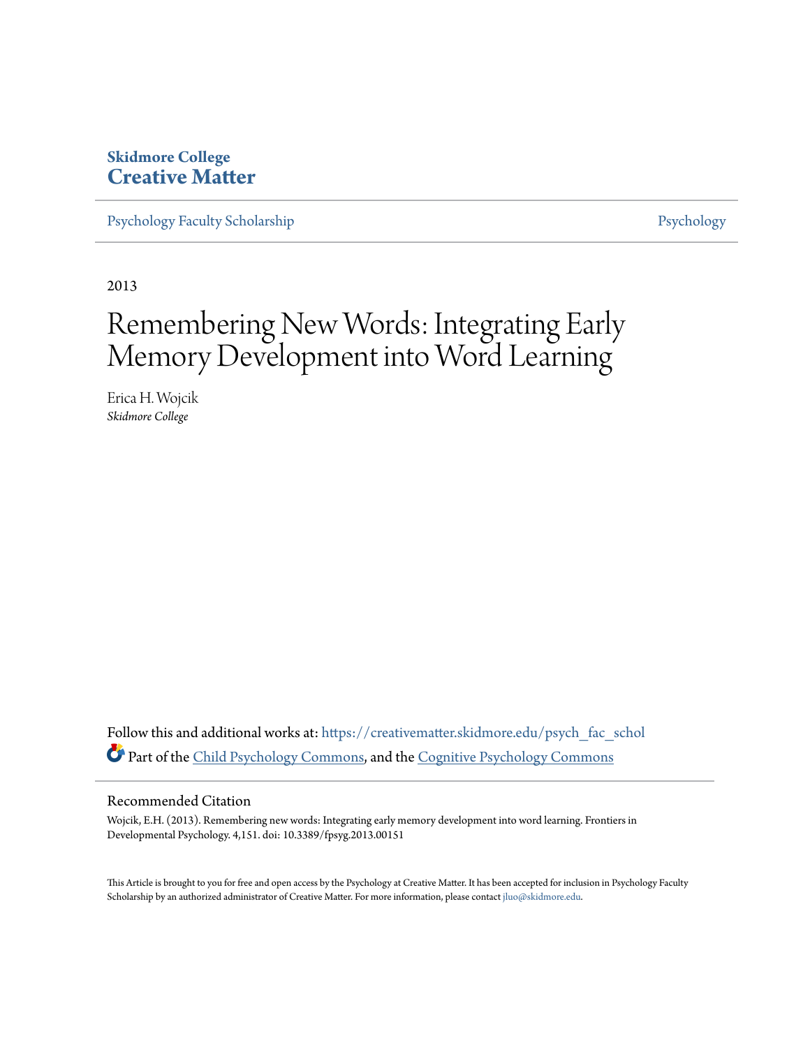**Skidmore College**
**Creative Matter**

Psychology Faculty Scholarship | Psychology

2013

# Remembering New Words: Integrating Early Memory Development into Word Learning

Erica H. Wojcik
*Skidmore College*

Follow this and additional works at: https://creativematter.skidmore.edu/psych_fac_schol

Part of the Child Psychology Commons, and the Cognitive Psychology Commons

## Recommended Citation

Wojcik, E.H. (2013). Remembering new words: Integrating early memory development into word learning. Frontiers in Developmental Psychology. 4,151. doi: 10.3389/fpsyg.2013.00151

This Article is brought to you for free and open access by the Psychology at Creative Matter. It has been accepted for inclusion in Psychology Faculty Scholarship by an authorized administrator of Creative Matter. For more information, please contact jluo@skidmore.edu.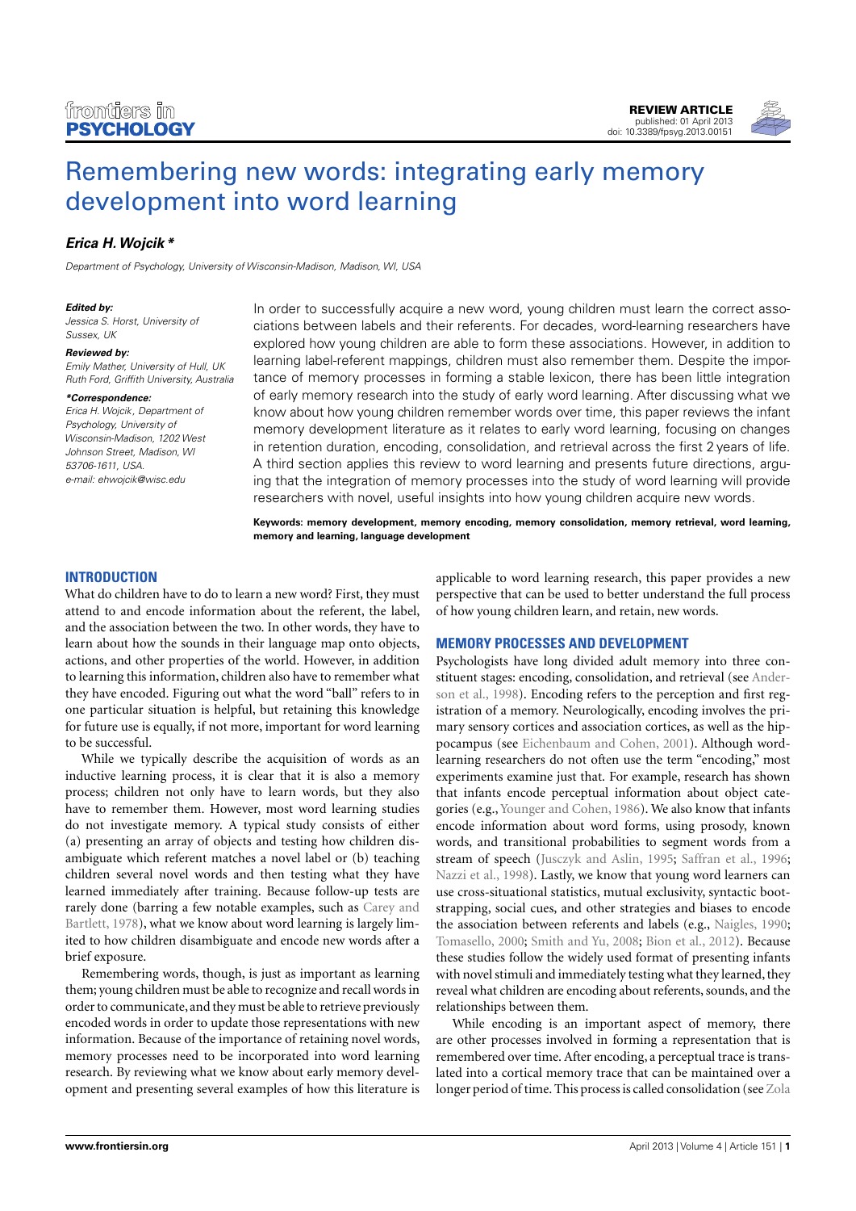# Remembering new words: integrating early memory development into word learning

***Erica H. Wojcik*** *

*Department of Psychology, University of Wisconsin-Madison, Madison, WI, USA*

***Edited by:***
*Jessica S. Horst, University of Sussex, UK*

***Reviewed by:***
*Emily Mather, University of Hull, UK*
*Ruth Ford, Griffith University, Australia*

****Correspondence:***
*Erica H. Wojcik, Department of Psychology, University of Wisconsin-Madison, 1202 West Johnson Street, Madison, WI 53706-1611, USA.*
*e-mail: ehwojcik@wisc.edu*

In order to successfully acquire a new word, young children must learn the correct associations between labels and their referents. For decades, word-learning researchers have explored how young children are able to form these associations. However, in addition to learning label-referent mappings, children must also remember them. Despite the importance of memory processes in forming a stable lexicon, there has been little integration of early memory research into the study of early word learning. After discussing what we know about how young children remember words over time, this paper reviews the infant memory development literature as it relates to early word learning, focusing on changes in retention duration, encoding, consolidation, and retrieval across the first 2 years of life. A third section applies this review to word learning and presents future directions, arguing that the integration of memory processes into the study of word learning will provide researchers with novel, useful insights into how young children acquire new words.

**Keywords: memory development, memory encoding, memory consolidation, memory retrieval, word learning, memory and learning, language development**

## INTRODUCTION

What do children have to do to learn a new word? First, they must attend to and encode information about the referent, the label, and the association between the two. In other words, they have to learn about how the sounds in their language map onto objects, actions, and other properties of the world. However, in addition to learning this information, children also have to remember what they have encoded. Figuring out what the word "ball" refers to in one particular situation is helpful, but retaining this knowledge for future use is equally, if not more, important for word learning to be successful.

While we typically describe the acquisition of words as an inductive learning process, it is clear that it is also a memory process; children not only have to learn words, but they also have to remember them. However, most word learning studies do not investigate memory. A typical study consists of either (a) presenting an array of objects and testing how children disambiguate which referent matches a novel label or (b) teaching children several novel words and then testing what they have learned immediately after training. Because follow-up tests are rarely done (barring a few notable examples, such as Carey and Bartlett, 1978), what we know about word learning is largely limited to how children disambiguate and encode new words after a brief exposure.

Remembering words, though, is just as important as learning them; young children must be able to recognize and recall words in order to communicate, and they must be able to retrieve previously encoded words in order to update those representations with new information. Because of the importance of retaining novel words, memory processes need to be incorporated into word learning research. By reviewing what we know about early memory development and presenting several examples of how this literature is applicable to word learning research, this paper provides a new perspective that can be used to better understand the full process of how young children learn, and retain, new words.

## MEMORY PROCESSES AND DEVELOPMENT

Psychologists have long divided adult memory into three constituent stages: encoding, consolidation, and retrieval (see Anderson et al., 1998). Encoding refers to the perception and first registration of a memory. Neurologically, encoding involves the primary sensory cortices and association cortices, as well as the hippocampus (see Eichenbaum and Cohen, 2001). Although word-learning researchers do not often use the term "encoding," most experiments examine just that. For example, research has shown that infants encode perceptual information about object categories (e.g., Younger and Cohen, 1986). We also know that infants encode information about word forms, using prosody, known words, and transitional probabilities to segment words from a stream of speech (Jusczyk and Aslin, 1995; Saffran et al., 1996; Nazzi et al., 1998). Lastly, we know that young word learners can use cross-situational statistics, mutual exclusivity, syntactic bootstrapping, social cues, and other strategies and biases to encode the association between referents and labels (e.g., Naigles, 1990; Tomasello, 2000; Smith and Yu, 2008; Bion et al., 2012). Because these studies follow the widely used format of presenting infants with novel stimuli and immediately testing what they learned, they reveal what children are encoding about referents, sounds, and the relationships between them.

While encoding is an important aspect of memory, there are other processes involved in forming a representation that is remembered over time. After encoding, a perceptual trace is translated into a cortical memory trace that can be maintained over a longer period of time. This process is called consolidation (see Zola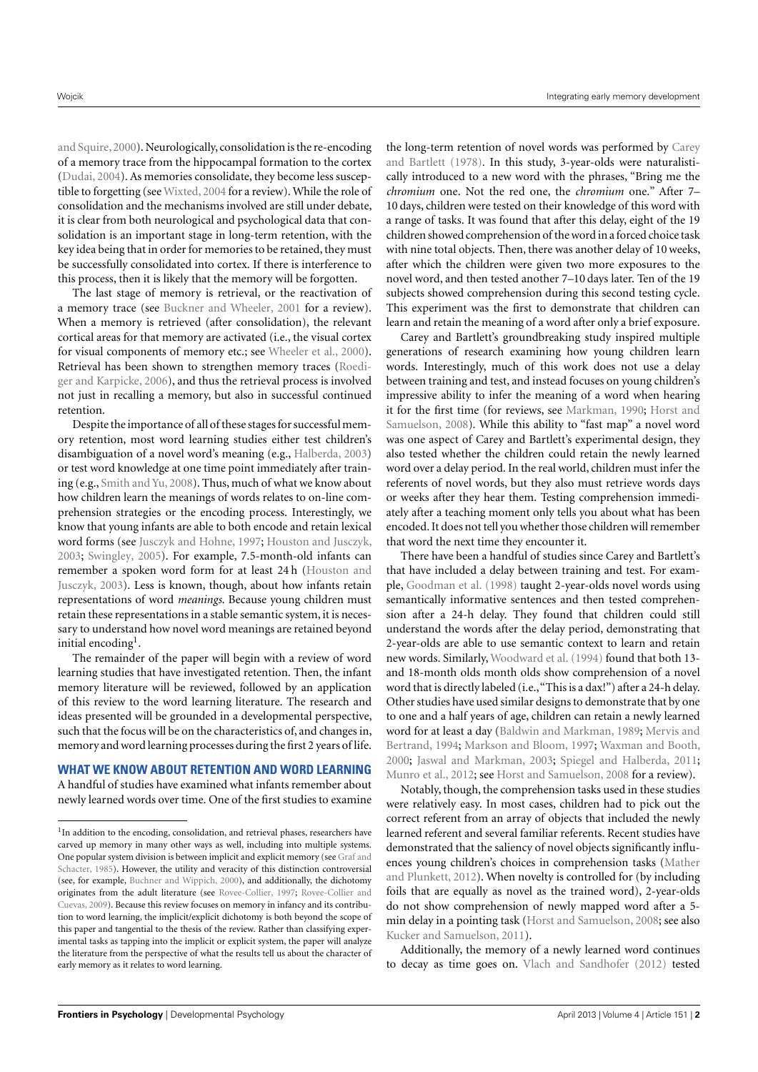and Squire, 2000). Neurologically, consolidation is the re-encoding of a memory trace from the hippocampal formation to the cortex (Dudai, 2004). As memories consolidate, they become less susceptible to forgetting (see Wixted, 2004 for a review). While the role of consolidation and the mechanisms involved are still under debate, it is clear from both neurological and psychological data that consolidation is an important stage in long-term retention, with the key idea being that in order for memories to be retained, they must be successfully consolidated into cortex. If there is interference to this process, then it is likely that the memory will be forgotten.

The last stage of memory is retrieval, or the reactivation of a memory trace (see Buckner and Wheeler, 2001 for a review). When a memory is retrieved (after consolidation), the relevant cortical areas for that memory are activated (i.e., the visual cortex for visual components of memory etc.; see Wheeler et al., 2000). Retrieval has been shown to strengthen memory traces (Roediger and Karpicke, 2006), and thus the retrieval process is involved not just in recalling a memory, but also in successful continued retention.

Despite the importance of all of these stages for successful memory retention, most word learning studies either test children's disambiguation of a novel word's meaning (e.g., Halberda, 2003) or test word knowledge at one time point immediately after training (e.g., Smith and Yu, 2008). Thus, much of what we know about how children learn the meanings of words relates to on-line comprehension strategies or the encoding process. Interestingly, we know that young infants are able to both encode and retain lexical word forms (see Jusczyk and Hohne, 1997; Houston and Jusczyk, 2003; Swingley, 2005). For example, 7.5-month-old infants can remember a spoken word form for at least 24 h (Houston and Jusczyk, 2003). Less is known, though, about how infants retain representations of word *meanings*. Because young children must retain these representations in a stable semantic system, it is necessary to understand how novel word meanings are retained beyond initial encoding[1].

The remainder of the paper will begin with a review of word learning studies that have investigated retention. Then, the infant memory literature will be reviewed, followed by an application of this review to the word learning literature. The research and ideas presented will be grounded in a developmental perspective, such that the focus will be on the characteristics of, and changes in, memory and word learning processes during the first 2 years of life.

## WHAT WE KNOW ABOUT RETENTION AND WORD LEARNING

A handful of studies have examined what infants remember about newly learned words over time. One of the first studies to examine the long-term retention of novel words was performed by Carey and Bartlett (1978). In this study, 3-year-olds were naturalistically introduced to a new word with the phrases, "Bring me the *chromium* one. Not the red one, the *chromium* one." After 7–10 days, children were tested on their knowledge of this word with a range of tasks. It was found that after this delay, eight of the 19 children showed comprehension of the word in a forced choice task with nine total objects. Then, there was another delay of 10 weeks, after which the children were given two more exposures to the novel word, and then tested another 7–10 days later. Ten of the 19 subjects showed comprehension during this second testing cycle. This experiment was the first to demonstrate that children can learn and retain the meaning of a word after only a brief exposure.

Carey and Bartlett's groundbreaking study inspired multiple generations of research examining how young children learn words. Interestingly, much of this work does not use a delay between training and test, and instead focuses on young children's impressive ability to infer the meaning of a word when hearing it for the first time (for reviews, see Markman, 1990; Horst and Samuelson, 2008). While this ability to "fast map" a novel word was one aspect of Carey and Bartlett's experimental design, they also tested whether the children could retain the newly learned word over a delay period. In the real world, children must infer the referents of novel words, but they also must retrieve words days or weeks after they hear them. Testing comprehension immediately after a teaching moment only tells you about what has been encoded. It does not tell you whether those children will remember that word the next time they encounter it.

There have been a handful of studies since Carey and Bartlett's that have included a delay between training and test. For example, Goodman et al. (1998) taught 2-year-olds novel words using semantically informative sentences and then tested comprehension after a 24-h delay. They found that children could still understand the words after the delay period, demonstrating that 2-year-olds are able to use semantic context to learn and retain new words. Similarly, Woodward et al. (1994) found that both 13- and 18-month olds month olds show comprehension of a novel word that is directly labeled (i.e., "This is a dax!") after a 24-h delay. Other studies have used similar designs to demonstrate that by one to one and a half years of age, children can retain a newly learned word for at least a day (Baldwin and Markman, 1989; Mervis and Bertrand, 1994; Markson and Bloom, 1997; Waxman and Booth, 2000; Jaswal and Markman, 2003; Spiegel and Halberda, 2011; Munro et al., 2012; see Horst and Samuelson, 2008 for a review).

Notably, though, the comprehension tasks used in these studies were relatively easy. In most cases, children had to pick out the correct referent from an array of objects that included the newly learned referent and several familiar referents. Recent studies have demonstrated that the saliency of novel objects significantly influences young children's choices in comprehension tasks (Mather and Plunkett, 2012). When novelty is controlled for (by including foils that are equally as novel as the trained word), 2-year-olds do not show comprehension of newly mapped word after a 5-min delay in a pointing task (Horst and Samuelson, 2008; see also Kucker and Samuelson, 2011).

Additionally, the memory of a newly learned word continues to decay as time goes on. Vlach and Sandhofer (2012) tested

---

[1]In addition to the encoding, consolidation, and retrieval phases, researchers have carved up memory in many other ways as well, including into multiple systems. One popular system division is between implicit and explicit memory (see Graf and Schacter, 1985). However, the utility and veracity of this distinction controversial (see, for example, Buchner and Wippich, 2000), and additionally, the dichotomy originates from the adult literature (see Rovee-Collier, 1997; Rovee-Collier and Cuevas, 2009). Because this review focuses on memory in infancy and its contribution to word learning, the implicit/explicit dichotomy is both beyond the scope of this paper and tangential to the thesis of the review. Rather than classifying experimental tasks as tapping into the implicit or explicit system, the paper will analyze the literature from the perspective of what the results tell us about the character of early memory as it relates to word learning.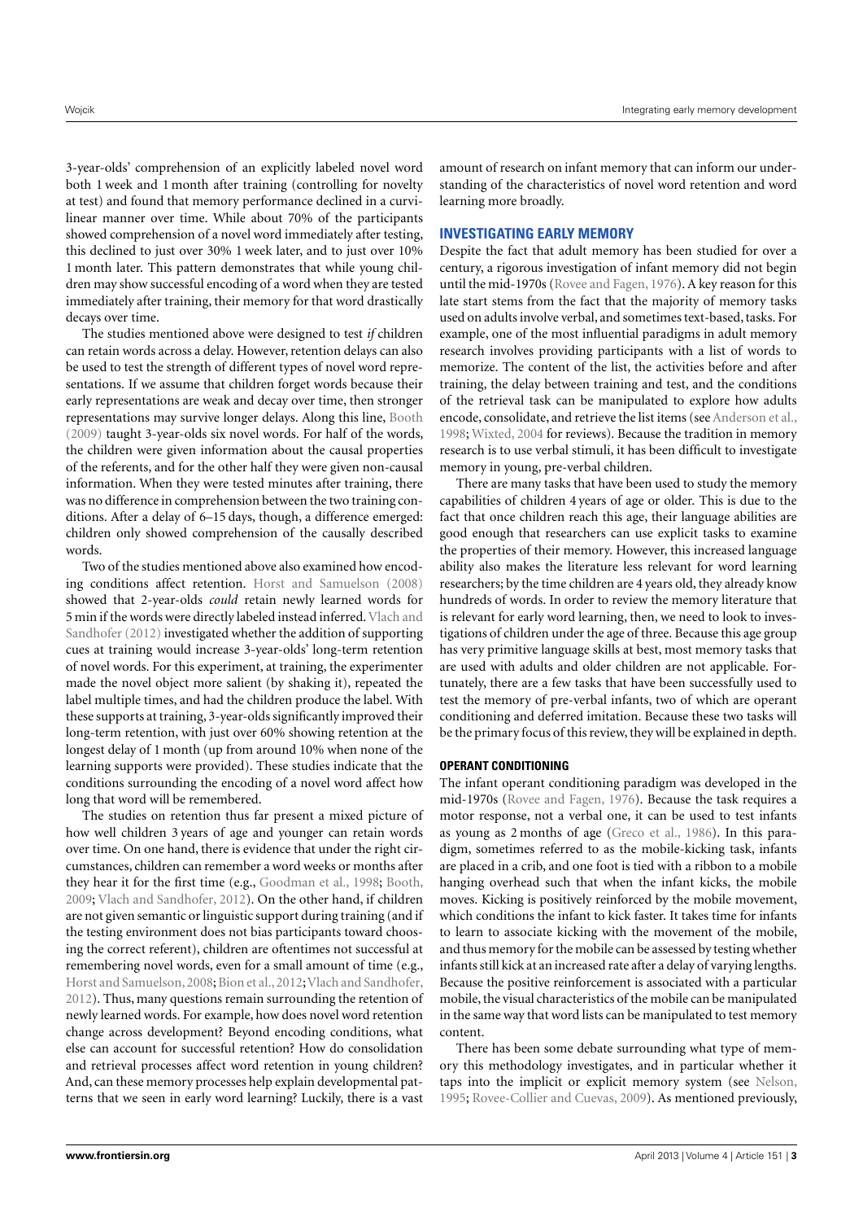3-year-olds' comprehension of an explicitly labeled novel word both 1 week and 1 month after training (controlling for novelty at test) and found that memory performance declined in a curvilinear manner over time. While about 70% of the participants showed comprehension of a novel word immediately after testing, this declined to just over 30% 1 week later, and to just over 10% 1 month later. This pattern demonstrates that while young children may show successful encoding of a word when they are tested immediately after training, their memory for that word drastically decays over time.

The studies mentioned above were designed to test *if* children can retain words across a delay. However, retention delays can also be used to test the strength of different types of novel word representations. If we assume that children forget words because their early representations are weak and decay over time, then stronger representations may survive longer delays. Along this line, Booth (2009) taught 3-year-olds six novel words. For half of the words, the children were given information about the causal properties of the referents, and for the other half they were given non-causal information. When they were tested minutes after training, there was no difference in comprehension between the two training conditions. After a delay of 6–15 days, though, a difference emerged: children only showed comprehension of the causally described words.

Two of the studies mentioned above also examined how encoding conditions affect retention. Horst and Samuelson (2008) showed that 2-year-olds *could* retain newly learned words for 5 min if the words were directly labeled instead inferred. Vlach and Sandhofer (2012) investigated whether the addition of supporting cues at training would increase 3-year-olds' long-term retention of novel words. For this experiment, at training, the experimenter made the novel object more salient (by shaking it), repeated the label multiple times, and had the children produce the label. With these supports at training, 3-year-olds significantly improved their long-term retention, with just over 60% showing retention at the longest delay of 1 month (up from around 10% when none of the learning supports were provided). These studies indicate that the conditions surrounding the encoding of a novel word affect how long that word will be remembered.

The studies on retention thus far present a mixed picture of how well children 3 years of age and younger can retain words over time. On one hand, there is evidence that under the right circumstances, children can remember a word weeks or months after they hear it for the first time (e.g., Goodman et al., 1998; Booth, 2009; Vlach and Sandhofer, 2012). On the other hand, if children are not given semantic or linguistic support during training (and if the testing environment does not bias participants toward choosing the correct referent), children are oftentimes not successful at remembering novel words, even for a small amount of time (e.g., Horst and Samuelson, 2008; Bion et al., 2012; Vlach and Sandhofer, 2012). Thus, many questions remain surrounding the retention of newly learned words. For example, how does novel word retention change across development? Beyond encoding conditions, what else can account for successful retention? How do consolidation and retrieval processes affect word retention in young children? And, can these memory processes help explain developmental patterns that we seen in early word learning? Luckily, there is a vast amount of research on infant memory that can inform our understanding of the characteristics of novel word retention and word learning more broadly.

## INVESTIGATING EARLY MEMORY

Despite the fact that adult memory has been studied for over a century, a rigorous investigation of infant memory did not begin until the mid-1970s (Rovee and Fagen, 1976). A key reason for this late start stems from the fact that the majority of memory tasks used on adults involve verbal, and sometimes text-based, tasks. For example, one of the most influential paradigms in adult memory research involves providing participants with a list of words to memorize. The content of the list, the activities before and after training, the delay between training and test, and the conditions of the retrieval task can be manipulated to explore how adults encode, consolidate, and retrieve the list items (see Anderson et al., 1998; Wixted, 2004 for reviews). Because the tradition in memory research is to use verbal stimuli, it has been difficult to investigate memory in young, pre-verbal children.

There are many tasks that have been used to study the memory capabilities of children 4 years of age or older. This is due to the fact that once children reach this age, their language abilities are good enough that researchers can use explicit tasks to examine the properties of their memory. However, this increased language ability also makes the literature less relevant for word learning researchers; by the time children are 4 years old, they already know hundreds of words. In order to review the memory literature that is relevant for early word learning, then, we need to look to investigations of children under the age of three. Because this age group has very primitive language skills at best, most memory tasks that are used with adults and older children are not applicable. Fortunately, there are a few tasks that have been successfully used to test the memory of pre-verbal infants, two of which are operant conditioning and deferred imitation. Because these two tasks will be the primary focus of this review, they will be explained in depth.

### OPERANT CONDITIONING

The infant operant conditioning paradigm was developed in the mid-1970s (Rovee and Fagen, 1976). Because the task requires a motor response, not a verbal one, it can be used to test infants as young as 2 months of age (Greco et al., 1986). In this paradigm, sometimes referred to as the mobile-kicking task, infants are placed in a crib, and one foot is tied with a ribbon to a mobile hanging overhead such that when the infant kicks, the mobile moves. Kicking is positively reinforced by the mobile movement, which conditions the infant to kick faster. It takes time for infants to learn to associate kicking with the movement of the mobile, and thus memory for the mobile can be assessed by testing whether infants still kick at an increased rate after a delay of varying lengths. Because the positive reinforcement is associated with a particular mobile, the visual characteristics of the mobile can be manipulated in the same way that word lists can be manipulated to test memory content.

There has been some debate surrounding what type of memory this methodology investigates, and in particular whether it taps into the implicit or explicit memory system (see Nelson, 1995; Rovee-Collier and Cuevas, 2009). As mentioned previously,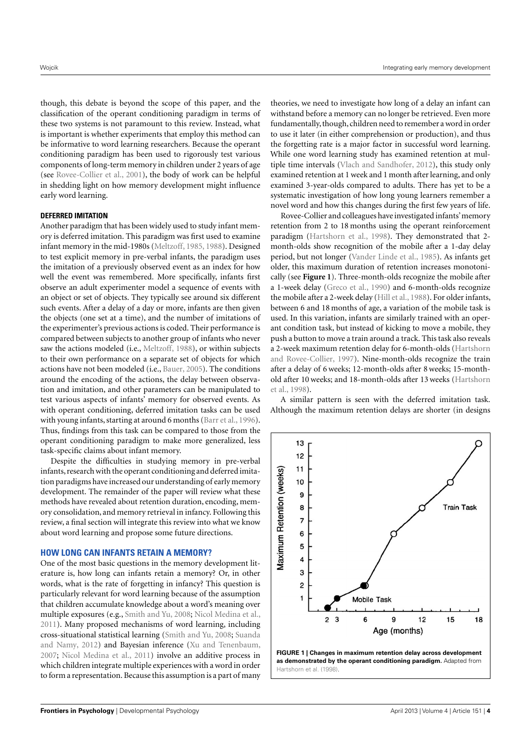though, this debate is beyond the scope of this paper, and the classification of the operant conditioning paradigm in terms of these two systems is not paramount to this review. Instead, what is important is whether experiments that employ this method can be informative to word learning researchers. Because the operant conditioning paradigm has been used to rigorously test various components of long-term memory in children under 2 years of age (see Rovee-Collier et al., 2001), the body of work can be helpful in shedding light on how memory development might influence early word learning.

#### DEFERRED IMITATION

Another paradigm that has been widely used to study infant memory is deferred imitation. This paradigm was first used to examine infant memory in the mid-1980s (Meltzoff, 1985, 1988). Designed to test explicit memory in pre-verbal infants, the paradigm uses the imitation of a previously observed event as an index for how well the event was remembered. More specifically, infants first observe an adult experimenter model a sequence of events with an object or set of objects. They typically see around six different such events. After a delay of a day or more, infants are then given the objects (one set at a time), and the number of imitations of the experimenter's previous actions is coded. Their performance is compared between subjects to another group of infants who never saw the actions modeled (i.e., Meltzoff, 1988), or within subjects to their own performance on a separate set of objects for which actions have not been modeled (i.e., Bauer, 2005). The conditions around the encoding of the actions, the delay between observation and imitation, and other parameters can be manipulated to test various aspects of infants' memory for observed events. As with operant conditioning, deferred imitation tasks can be used with young infants, starting at around 6 months (Barr et al., 1996). Thus, findings from this task can be compared to those from the operant conditioning paradigm to make more generalized, less task-specific claims about infant memory.

Despite the difficulties in studying memory in pre-verbal infants, research with the operant conditioning and deferred imitation paradigms have increased our understanding of early memory development. The remainder of the paper will review what these methods have revealed about retention duration, encoding, memory consolidation, and memory retrieval in infancy. Following this review, a final section will integrate this review into what we know about word learning and propose some future directions.

## HOW LONG CAN INFANTS RETAIN A MEMORY?

One of the most basic questions in the memory development literature is, how long can infants retain a memory? Or, in other words, what is the rate of forgetting in infancy? This question is particularly relevant for word learning because of the assumption that children accumulate knowledge about a word's meaning over multiple exposures (e.g., Smith and Yu, 2008; Nicol Medina et al., 2011). Many proposed mechanisms of word learning, including cross-situational statistical learning (Smith and Yu, 2008; Suanda and Namy, 2012) and Bayesian inference (Xu and Tenenbaum, 2007; Nicol Medina et al., 2011) involve an additive process in which children integrate multiple experiences with a word in order to form a representation. Because this assumption is a part of many theories, we need to investigate how long of a delay an infant can withstand before a memory can no longer be retrieved. Even more fundamentally, though, children need to remember a word in order to use it later (in either comprehension or production), and thus the forgetting rate is a major factor in successful word learning. While one word learning study has examined retention at multiple time intervals (Vlach and Sandhofer, 2012), this study only examined retention at 1 week and 1 month after learning, and only examined 3-year-olds compared to adults. There has yet to be a systematic investigation of how long young learners remember a novel word and how this changes during the first few years of life.

Rovee-Collier and colleagues have investigated infants' memory retention from 2 to 18 months using the operant reinforcement paradigm (Hartshorn et al., 1998). They demonstrated that 2-month-olds show recognition of the mobile after a 1-day delay period, but not longer (Vander Linde et al., 1985). As infants get older, this maximum duration of retention increases monotonically (see **Figure 1**). Three-month-olds recognize the mobile after a 1-week delay (Greco et al., 1990) and 6-month-olds recognize the mobile after a 2-week delay (Hill et al., 1988). For older infants, between 6 and 18 months of age, a variation of the mobile task is used. In this variation, infants are similarly trained with an operant condition task, but instead of kicking to move a mobile, they push a button to move a train around a track. This task also reveals a 2-week maximum retention delay for 6-month-olds (Hartshorn and Rovee-Collier, 1997). Nine-month-olds recognize the train after a delay of 6 weeks; 12-month-olds after 8 weeks; 15-month-old after 10 weeks; and 18-month-olds after 13 weeks (Hartshorn et al., 1998).

A similar pattern is seen with the deferred imitation task. Although the maximum retention delays are shorter (in designs

Maximum Retention (weeks)
13
12
11
10
9
8
7
6
5
4
3
2
1
Train Task
Mobile Task
2 3
6
9
12
15
18
Age (months)

**FIGURE 1 | Changes in maximum retention delay across development as demonstrated by the operant conditioning paradigm.** Adapted from Hartshorn et al. (1998).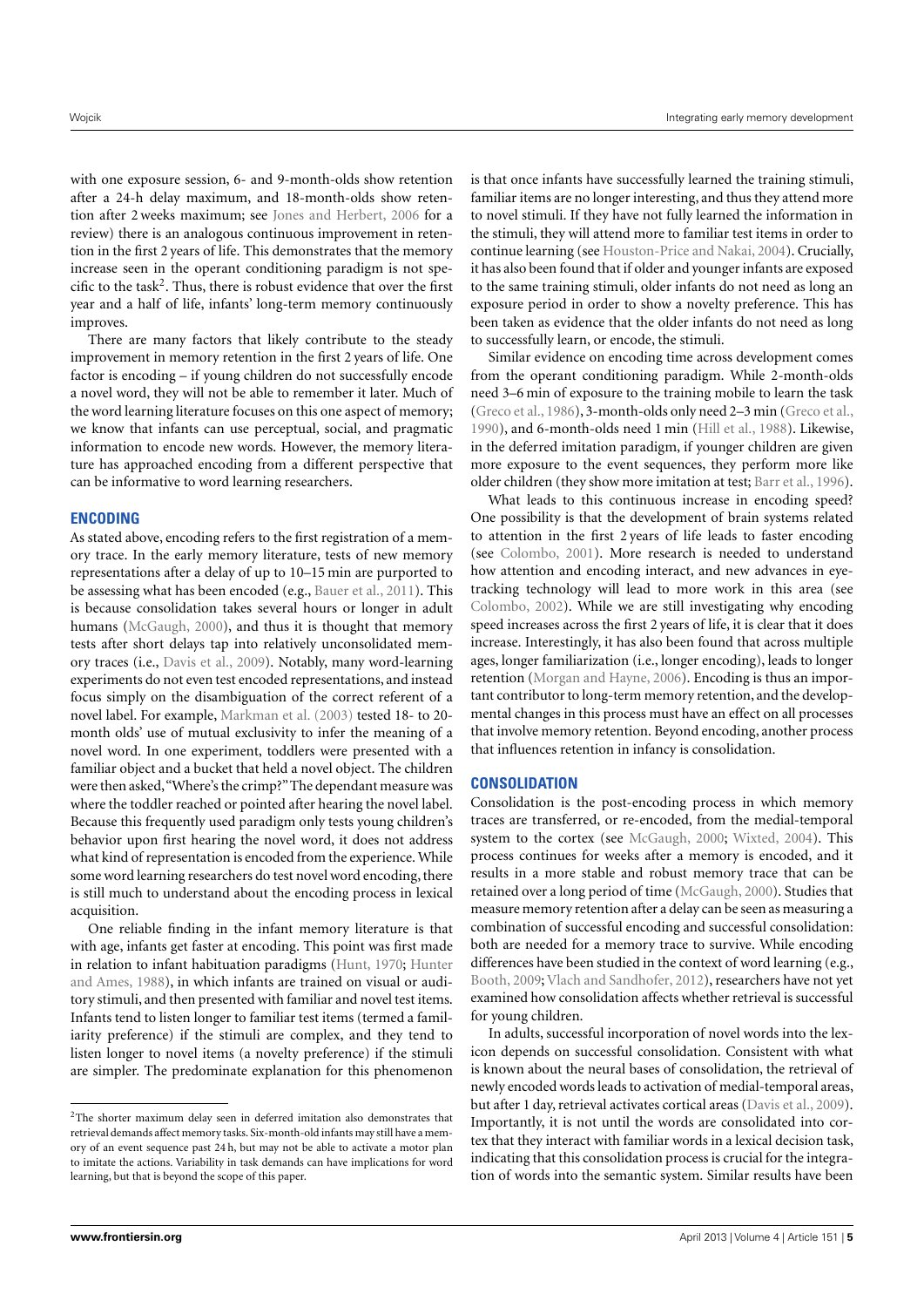with one exposure session, 6- and 9-month-olds show retention after a 24-h delay maximum, and 18-month-olds show retention after 2 weeks maximum; see Jones and Herbert, 2006 for a review) there is an analogous continuous improvement in retention in the first 2 years of life. This demonstrates that the memory increase seen in the operant conditioning paradigm is not specific to the task[2]. Thus, there is robust evidence that over the first year and a half of life, infants' long-term memory continuously improves.

There are many factors that likely contribute to the steady improvement in memory retention in the first 2 years of life. One factor is encoding – if young children do not successfully encode a novel word, they will not be able to remember it later. Much of the word learning literature focuses on this one aspect of memory; we know that infants can use perceptual, social, and pragmatic information to encode new words. However, the memory literature has approached encoding from a different perspective that can be informative to word learning researchers.

## ENCODING

As stated above, encoding refers to the first registration of a memory trace. In the early memory literature, tests of new memory representations after a delay of up to 10–15 min are purported to be assessing what has been encoded (e.g., Bauer et al., 2011). This is because consolidation takes several hours or longer in adult humans (McGaugh, 2000), and thus it is thought that memory tests after short delays tap into relatively unconsolidated memory traces (i.e., Davis et al., 2009). Notably, many word-learning experiments do not even test encoded representations, and instead focus simply on the disambiguation of the correct referent of a novel label. For example, Markman et al. (2003) tested 18- to 20-month olds' use of mutual exclusivity to infer the meaning of a novel word. In one experiment, toddlers were presented with a familiar object and a bucket that held a novel object. The children were then asked, "Where's the crimp?" The dependant measure was where the toddler reached or pointed after hearing the novel label. Because this frequently used paradigm only tests young children's behavior upon first hearing the novel word, it does not address what kind of representation is encoded from the experience. While some word learning researchers do test novel word encoding, there is still much to understand about the encoding process in lexical acquisition.

One reliable finding in the infant memory literature is that with age, infants get faster at encoding. This point was first made in relation to infant habituation paradigms (Hunt, 1970; Hunter and Ames, 1988), in which infants are trained on visual or auditory stimuli, and then presented with familiar and novel test items. Infants tend to listen longer to familiar test items (termed a familiarity preference) if the stimuli are complex, and they tend to listen longer to novel items (a novelty preference) if the stimuli are simpler. The predominate explanation for this phenomenon is that once infants have successfully learned the training stimuli, familiar items are no longer interesting, and thus they attend more to novel stimuli. If they have not fully learned the information in the stimuli, they will attend more to familiar test items in order to continue learning (see Houston-Price and Nakai, 2004). Crucially, it has also been found that if older and younger infants are exposed to the same training stimuli, older infants do not need as long an exposure period in order to show a novelty preference. This has been taken as evidence that the older infants do not need as long to successfully learn, or encode, the stimuli.

Similar evidence on encoding time across development comes from the operant conditioning paradigm. While 2-month-olds need 3–6 min of exposure to the training mobile to learn the task (Greco et al., 1986), 3-month-olds only need 2–3 min (Greco et al., 1990), and 6-month-olds need 1 min (Hill et al., 1988). Likewise, in the deferred imitation paradigm, if younger children are given more exposure to the event sequences, they perform more like older children (they show more imitation at test; Barr et al., 1996).

What leads to this continuous increase in encoding speed? One possibility is that the development of brain systems related to attention in the first 2 years of life leads to faster encoding (see Colombo, 2001). More research is needed to understand how attention and encoding interact, and new advances in eye-tracking technology will lead to more work in this area (see Colombo, 2002). While we are still investigating why encoding speed increases across the first 2 years of life, it is clear that it does increase. Interestingly, it has also been found that across multiple ages, longer familiarization (i.e., longer encoding), leads to longer retention (Morgan and Hayne, 2006). Encoding is thus an important contributor to long-term memory retention, and the developmental changes in this process must have an effect on all processes that involve memory retention. Beyond encoding, another process that influences retention in infancy is consolidation.

## CONSOLIDATION

Consolidation is the post-encoding process in which memory traces are transferred, or re-encoded, from the medial-temporal system to the cortex (see McGaugh, 2000; Wixted, 2004). This process continues for weeks after a memory is encoded, and it results in a more stable and robust memory trace that can be retained over a long period of time (McGaugh, 2000). Studies that measure memory retention after a delay can be seen as measuring a combination of successful encoding and successful consolidation: both are needed for a memory trace to survive. While encoding differences have been studied in the context of word learning (e.g., Booth, 2009; Vlach and Sandhofer, 2012), researchers have not yet examined how consolidation affects whether retrieval is successful for young children.

In adults, successful incorporation of novel words into the lexicon depends on successful consolidation. Consistent with what is known about the neural bases of consolidation, the retrieval of newly encoded words leads to activation of medial-temporal areas, but after 1 day, retrieval activates cortical areas (Davis et al., 2009). Importantly, it is not until the words are consolidated into cortex that they interact with familiar words in a lexical decision task, indicating that this consolidation process is crucial for the integration of words into the semantic system. Similar results have been

[2]The shorter maximum delay seen in deferred imitation also demonstrates that retrieval demands affect memory tasks. Six-month-old infants may still have a memory of an event sequence past 24 h, but may not be able to activate a motor plan to imitate the actions. Variability in task demands can have implications for word learning, but that is beyond the scope of this paper.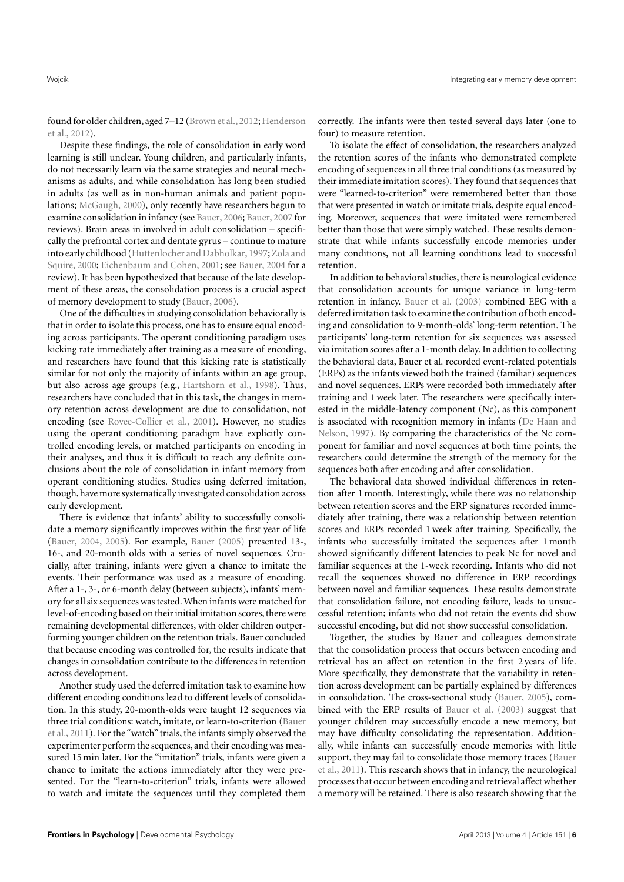found for older children, aged 7–12 (Brown et al., 2012; Henderson et al., 2012).

Despite these findings, the role of consolidation in early word learning is still unclear. Young children, and particularly infants, do not necessarily learn via the same strategies and neural mechanisms as adults, and while consolidation has long been studied in adults (as well as in non-human animals and patient populations; McGaugh, 2000), only recently have researchers begun to examine consolidation in infancy (see Bauer, 2006; Bauer, 2007 for reviews). Brain areas in involved in adult consolidation – specifically the prefrontal cortex and dentate gyrus – continue to mature into early childhood (Huttenlocher and Dabholkar, 1997; Zola and Squire, 2000; Eichenbaum and Cohen, 2001; see Bauer, 2004 for a review). It has been hypothesized that because of the late development of these areas, the consolidation process is a crucial aspect of memory development to study (Bauer, 2006).

One of the difficulties in studying consolidation behaviorally is that in order to isolate this process, one has to ensure equal encoding across participants. The operant conditioning paradigm uses kicking rate immediately after training as a measure of encoding, and researchers have found that this kicking rate is statistically similar for not only the majority of infants within an age group, but also across age groups (e.g., Hartshorn et al., 1998). Thus, researchers have concluded that in this task, the changes in memory retention across development are due to consolidation, not encoding (see Rovee-Collier et al., 2001). However, no studies using the operant conditioning paradigm have explicitly controlled encoding levels, or matched participants on encoding in their analyses, and thus it is difficult to reach any definite conclusions about the role of consolidation in infant memory from operant conditioning studies. Studies using deferred imitation, though, have more systematically investigated consolidation across early development.

There is evidence that infants' ability to successfully consolidate a memory significantly improves within the first year of life (Bauer, 2004, 2005). For example, Bauer (2005) presented 13-, 16-, and 20-month olds with a series of novel sequences. Crucially, after training, infants were given a chance to imitate the events. Their performance was used as a measure of encoding. After a 1-, 3-, or 6-month delay (between subjects), infants' memory for all six sequences was tested. When infants were matched for level-of-encoding based on their initial imitation scores, there were remaining developmental differences, with older children outperforming younger children on the retention trials. Bauer concluded that because encoding was controlled for, the results indicate that changes in consolidation contribute to the differences in retention across development.

Another study used the deferred imitation task to examine how different encoding conditions lead to different levels of consolidation. In this study, 20-month-olds were taught 12 sequences via three trial conditions: watch, imitate, or learn-to-criterion (Bauer et al., 2011). For the "watch" trials, the infants simply observed the experimenter perform the sequences, and their encoding was measured 15 min later. For the "imitation" trials, infants were given a chance to imitate the actions immediately after they were presented. For the "learn-to-criterion" trials, infants were allowed to watch and imitate the sequences until they completed them correctly. The infants were then tested several days later (one to four) to measure retention.

To isolate the effect of consolidation, the researchers analyzed the retention scores of the infants who demonstrated complete encoding of sequences in all three trial conditions (as measured by their immediate imitation scores). They found that sequences that were "learned-to-criterion" were remembered better than those that were presented in watch or imitate trials, despite equal encoding. Moreover, sequences that were imitated were remembered better than those that were simply watched. These results demonstrate that while infants successfully encode memories under many conditions, not all learning conditions lead to successful retention.

In addition to behavioral studies, there is neurological evidence that consolidation accounts for unique variance in long-term retention in infancy. Bauer et al. (2003) combined EEG with a deferred imitation task to examine the contribution of both encoding and consolidation to 9-month-olds' long-term retention. The participants' long-term retention for six sequences was assessed via imitation scores after a 1-month delay. In addition to collecting the behavioral data, Bauer et al. recorded event-related potentials (ERPs) as the infants viewed both the trained (familiar) sequences and novel sequences. ERPs were recorded both immediately after training and 1 week later. The researchers were specifically interested in the middle-latency component (Nc), as this component is associated with recognition memory in infants (De Haan and Nelson, 1997). By comparing the characteristics of the Nc component for familiar and novel sequences at both time points, the researchers could determine the strength of the memory for the sequences both after encoding and after consolidation.

The behavioral data showed individual differences in retention after 1 month. Interestingly, while there was no relationship between retention scores and the ERP signatures recorded immediately after training, there was a relationship between retention scores and ERPs recorded 1 week after training. Specifically, the infants who successfully imitated the sequences after 1 month showed significantly different latencies to peak Nc for novel and familiar sequences at the 1-week recording. Infants who did not recall the sequences showed no difference in ERP recordings between novel and familiar sequences. These results demonstrate that consolidation failure, not encoding failure, leads to unsuccessful retention; infants who did not retain the events did show successful encoding, but did not show successful consolidation.

Together, the studies by Bauer and colleagues demonstrate that the consolidation process that occurs between encoding and retrieval has an affect on retention in the first 2 years of life. More specifically, they demonstrate that the variability in retention across development can be partially explained by differences in consolidation. The cross-sectional study (Bauer, 2005), combined with the ERP results of Bauer et al. (2003) suggest that younger children may successfully encode a new memory, but may have difficulty consolidating the representation. Additionally, while infants can successfully encode memories with little support, they may fail to consolidate those memory traces (Bauer et al., 2011). This research shows that in infancy, the neurological processes that occur between encoding and retrieval affect whether a memory will be retained. There is also research showing that the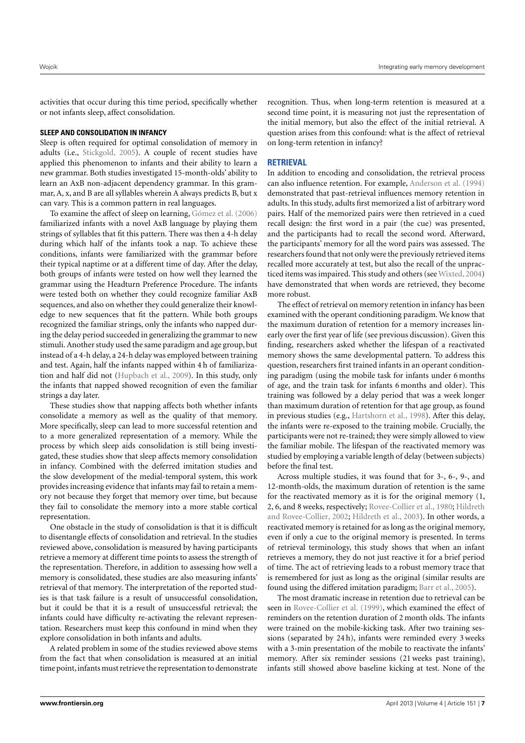activities that occur during this time period, specifically whether or not infants sleep, affect consolidation.

### SLEEP AND CONSOLIDATION IN INFANCY

Sleep is often required for optimal consolidation of memory in adults (i.e., Stickgold, 2005). A couple of recent studies have applied this phenomenon to infants and their ability to learn a new grammar. Both studies investigated 15-month-olds' ability to learn an AxB non-adjacent dependency grammar. In this grammar, A, x, and B are all syllables wherein A always predicts B, but x can vary. This is a common pattern in real languages.

To examine the affect of sleep on learning, Gómez et al. (2006) familiarized infants with a novel AxB language by playing them strings of syllables that fit this pattern. There was then a 4-h delay during which half of the infants took a nap. To achieve these conditions, infants were familiarized with the grammar before their typical naptime or at a different time of day. After the delay, both groups of infants were tested on how well they learned the grammar using the Headturn Preference Procedure. The infants were tested both on whether they could recognize familiar AxB sequences, and also on whether they could generalize their knowledge to new sequences that fit the pattern. While both groups recognized the familiar strings, only the infants who napped during the delay period succeeded in generalizing the grammar to new stimuli. Another study used the same paradigm and age group, but instead of a 4-h delay, a 24-h delay was employed between training and test. Again, half the infants napped within 4 h of familiarization and half did not (Hupbach et al., 2009). In this study, only the infants that napped showed recognition of even the familiar strings a day later.

These studies show that napping affects both whether infants consolidate a memory as well as the quality of that memory. More specifically, sleep can lead to more successful retention and to a more generalized representation of a memory. While the process by which sleep aids consolidation is still being investigated, these studies show that sleep affects memory consolidation in infancy. Combined with the deferred imitation studies and the slow development of the medial-temporal system, this work provides increasing evidence that infants may fail to retain a memory not because they forget that memory over time, but because they fail to consolidate the memory into a more stable cortical representation.

One obstacle in the study of consolidation is that it is difficult to disentangle effects of consolidation and retrieval. In the studies reviewed above, consolidation is measured by having participants retrieve a memory at different time points to assess the strength of the representation. Therefore, in addition to assessing how well a memory is consolidated, these studies are also measuring infants' retrieval of that memory. The interpretation of the reported studies is that task failure is a result of unsuccessful consolidation, but it could be that it is a result of unsuccessful retrieval; the infants could have difficulty re-activating the relevant representation. Researchers must keep this confound in mind when they explore consolidation in both infants and adults.

A related problem in some of the studies reviewed above stems from the fact that when consolidation is measured at an initial time point, infants must retrieve the representation to demonstrate recognition. Thus, when long-term retention is measured at a second time point, it is measuring not just the representation of the initial memory, but also the effect of the initial retrieval. A question arises from this confound: what is the affect of retrieval on long-term retention in infancy?

## RETRIEVAL

In addition to encoding and consolidation, the retrieval process can also influence retention. For example, Anderson et al. (1994) demonstrated that past-retrieval influences memory retention in adults. In this study, adults first memorized a list of arbitrary word pairs. Half of the memorized pairs were then retrieved in a cued recall design: the first word in a pair (the cue) was presented, and the participants had to recall the second word. Afterward, the participants' memory for all the word pairs was assessed. The researchers found that not only were the previously retrieved items recalled more accurately at test, but also the recall of the unpracticed items was impaired. This study and others (see Wixted, 2004) have demonstrated that when words are retrieved, they become more robust.

The effect of retrieval on memory retention in infancy has been examined with the operant conditioning paradigm. We know that the maximum duration of retention for a memory increases linearly over the first year of life (see previous discussion). Given this finding, researchers asked whether the lifespan of a reactivated memory shows the same developmental pattern. To address this question, researchers first trained infants in an operant conditioning paradigm (using the mobile task for infants under 6 months of age, and the train task for infants 6 months and older). This training was followed by a delay period that was a week longer than maximum duration of retention for that age group, as found in previous studies (e.g., Hartshorn et al., 1998). After this delay, the infants were re-exposed to the training mobile. Crucially, the participants were not re-trained; they were simply allowed to view the familiar mobile. The lifespan of the reactivated memory was studied by employing a variable length of delay (between subjects) before the final test.

Across multiple studies, it was found that for 3-, 6-, 9-, and 12-month-olds, the maximum duration of retention is the same for the reactivated memory as it is for the original memory (1, 2, 6, and 8 weeks, respectively; Rovee-Collier et al., 1980; Hildreth and Rovee-Collier, 2002; Hildreth et al., 2003). In other words, a reactivated memory is retained for as long as the original memory, even if only a cue to the original memory is presented. In terms of retrieval terminology, this study shows that when an infant retrieves a memory, they do not just reactive it for a brief period of time. The act of retrieving leads to a robust memory trace that is remembered for just as long as the original (similar results are found using the differed imitation paradigm; Barr et al., 2005).

The most dramatic increase in retention due to retrieval can be seen in Rovee-Collier et al. (1999), which examined the effect of reminders on the retention duration of 2 month olds. The infants were trained on the mobile-kicking task. After two training sessions (separated by 24 h), infants were reminded every 3 weeks with a 3-min presentation of the mobile to reactivate the infants' memory. After six reminder sessions (21 weeks past training), infants still showed above baseline kicking at test. None of the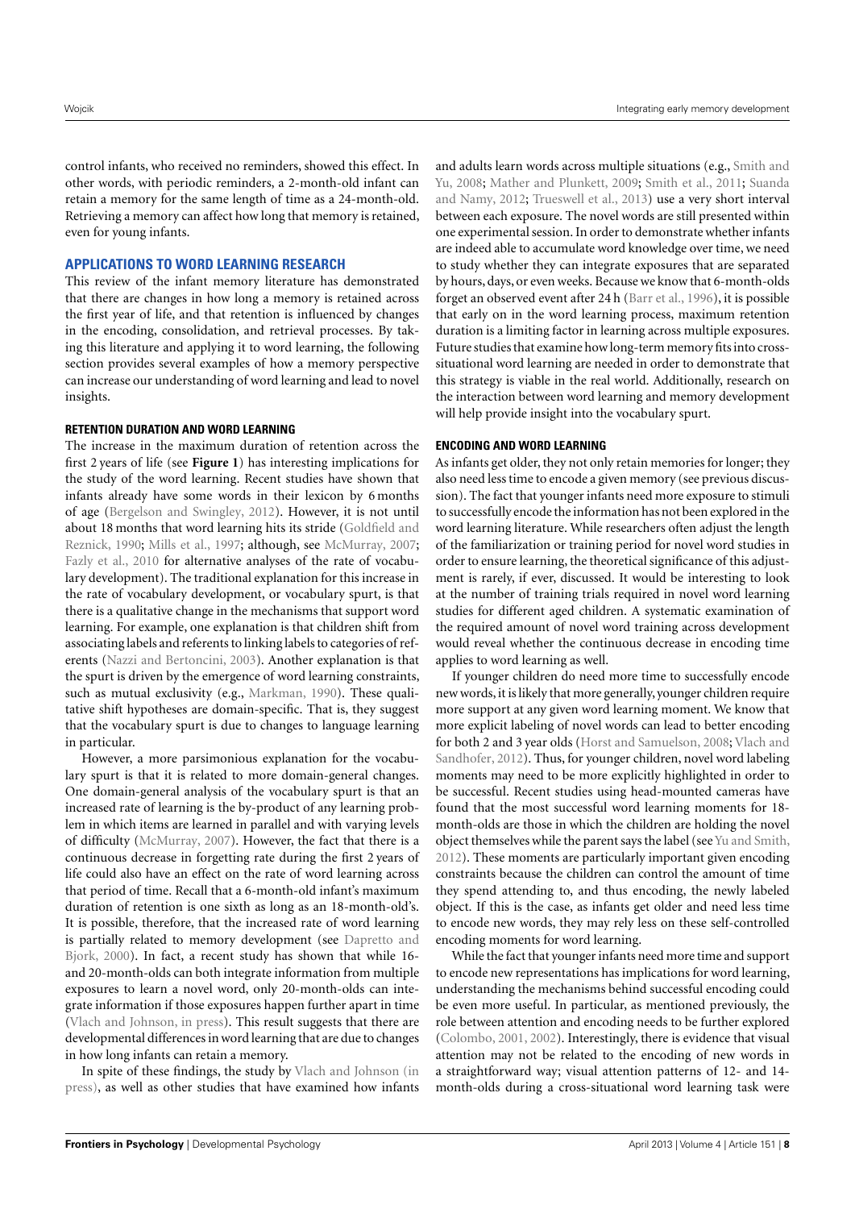control infants, who received no reminders, showed this effect. In other words, with periodic reminders, a 2-month-old infant can retain a memory for the same length of time as a 24-month-old. Retrieving a memory can affect how long that memory is retained, even for young infants.

## APPLICATIONS TO WORD LEARNING RESEARCH

This review of the infant memory literature has demonstrated that there are changes in how long a memory is retained across the first year of life, and that retention is influenced by changes in the encoding, consolidation, and retrieval processes. By taking this literature and applying it to word learning, the following section provides several examples of how a memory perspective can increase our understanding of word learning and lead to novel insights.

### RETENTION DURATION AND WORD LEARNING

The increase in the maximum duration of retention across the first 2 years of life (see **Figure 1**) has interesting implications for the study of the word learning. Recent studies have shown that infants already have some words in their lexicon by 6 months of age (Bergelson and Swingley, 2012). However, it is not until about 18 months that word learning hits its stride (Goldfield and Reznick, 1990; Mills et al., 1997; although, see McMurray, 2007; Fazly et al., 2010 for alternative analyses of the rate of vocabulary development). The traditional explanation for this increase in the rate of vocabulary development, or vocabulary spurt, is that there is a qualitative change in the mechanisms that support word learning. For example, one explanation is that children shift from associating labels and referents to linking labels to categories of referents (Nazzi and Bertoncini, 2003). Another explanation is that the spurt is driven by the emergence of word learning constraints, such as mutual exclusivity (e.g., Markman, 1990). These qualitative shift hypotheses are domain-specific. That is, they suggest that the vocabulary spurt is due to changes to language learning in particular.

However, a more parsimonious explanation for the vocabulary spurt is that it is related to more domain-general changes. One domain-general analysis of the vocabulary spurt is that an increased rate of learning is the by-product of any learning problem in which items are learned in parallel and with varying levels of difficulty (McMurray, 2007). However, the fact that there is a continuous decrease in forgetting rate during the first 2 years of life could also have an effect on the rate of word learning across that period of time. Recall that a 6-month-old infant's maximum duration of retention is one sixth as long as an 18-month-old's. It is possible, therefore, that the increased rate of word learning is partially related to memory development (see Dapretto and Bjork, 2000). In fact, a recent study has shown that while 16- and 20-month-olds can both integrate information from multiple exposures to learn a novel word, only 20-month-olds can integrate information if those exposures happen further apart in time (Vlach and Johnson, in press). This result suggests that there are developmental differences in word learning that are due to changes in how long infants can retain a memory.

In spite of these findings, the study by Vlach and Johnson (in press), as well as other studies that have examined how infants and adults learn words across multiple situations (e.g., Smith and Yu, 2008; Mather and Plunkett, 2009; Smith et al., 2011; Suanda and Namy, 2012; Trueswell et al., 2013) use a very short interval between each exposure. The novel words are still presented within one experimental session. In order to demonstrate whether infants are indeed able to accumulate word knowledge over time, we need to study whether they can integrate exposures that are separated by hours, days, or even weeks. Because we know that 6-month-olds forget an observed event after 24 h (Barr et al., 1996), it is possible that early on in the word learning process, maximum retention duration is a limiting factor in learning across multiple exposures. Future studies that examine how long-term memory fits into cross-situational word learning are needed in order to demonstrate that this strategy is viable in the real world. Additionally, research on the interaction between word learning and memory development will help provide insight into the vocabulary spurt.

### ENCODING AND WORD LEARNING

As infants get older, they not only retain memories for longer; they also need less time to encode a given memory (see previous discussion). The fact that younger infants need more exposure to stimuli to successfully encode the information has not been explored in the word learning literature. While researchers often adjust the length of the familiarization or training period for novel word studies in order to ensure learning, the theoretical significance of this adjustment is rarely, if ever, discussed. It would be interesting to look at the number of training trials required in novel word learning studies for different aged children. A systematic examination of the required amount of novel word training across development would reveal whether the continuous decrease in encoding time applies to word learning as well.

If younger children do need more time to successfully encode new words, it is likely that more generally, younger children require more support at any given word learning moment. We know that more explicit labeling of novel words can lead to better encoding for both 2 and 3 year olds (Horst and Samuelson, 2008; Vlach and Sandhofer, 2012). Thus, for younger children, novel word labeling moments may need to be more explicitly highlighted in order to be successful. Recent studies using head-mounted cameras have found that the most successful word learning moments for 18-month-olds are those in which the children are holding the novel object themselves while the parent says the label (see Yu and Smith, 2012). These moments are particularly important given encoding constraints because the children can control the amount of time they spend attending to, and thus encoding, the newly labeled object. If this is the case, as infants get older and need less time to encode new words, they may rely less on these self-controlled encoding moments for word learning.

While the fact that younger infants need more time and support to encode new representations has implications for word learning, understanding the mechanisms behind successful encoding could be even more useful. In particular, as mentioned previously, the role between attention and encoding needs to be further explored (Colombo, 2001, 2002). Interestingly, there is evidence that visual attention may not be related to the encoding of new words in a straightforward way; visual attention patterns of 12- and 14-month-olds during a cross-situational word learning task were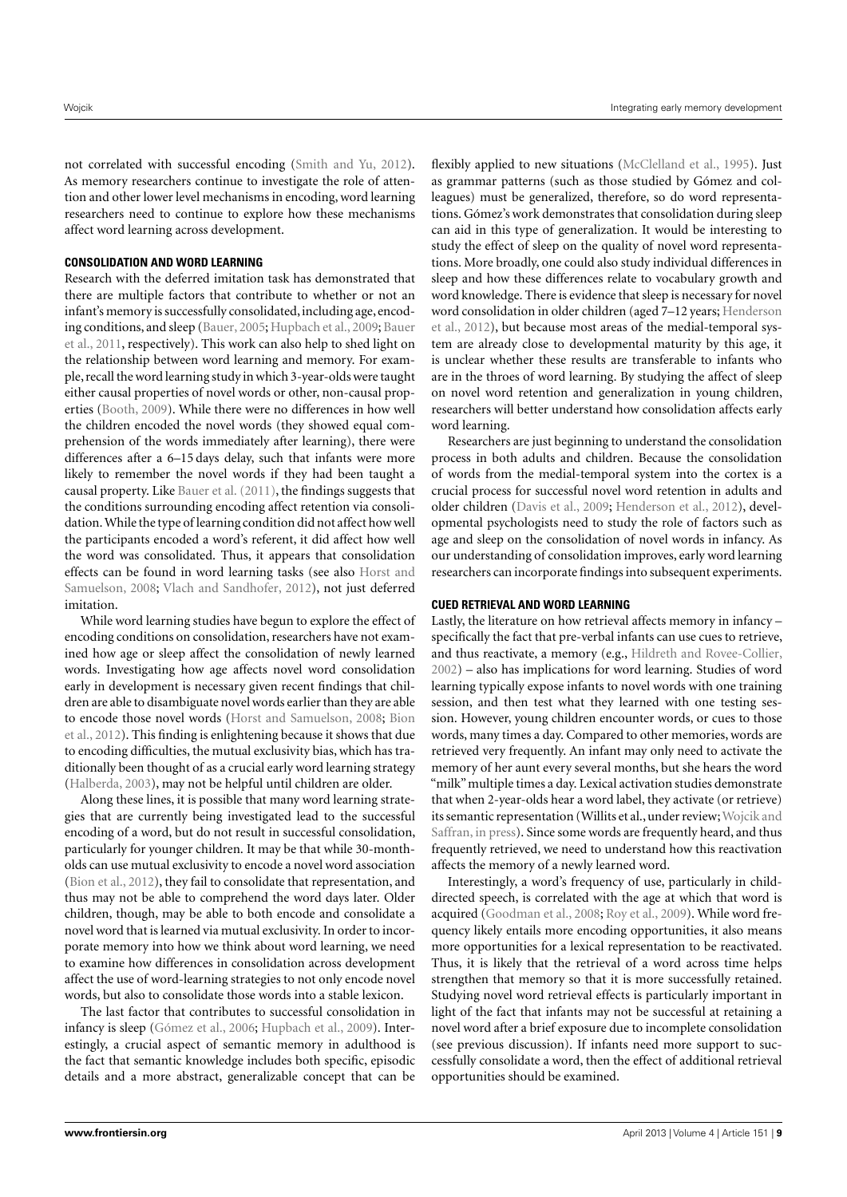not correlated with successful encoding (Smith and Yu, 2012). As memory researchers continue to investigate the role of attention and other lower level mechanisms in encoding, word learning researchers need to continue to explore how these mechanisms affect word learning across development.

### CONSOLIDATION AND WORD LEARNING

Research with the deferred imitation task has demonstrated that there are multiple factors that contribute to whether or not an infant's memory is successfully consolidated, including age, encoding conditions, and sleep (Bauer, 2005; Hupbach et al., 2009; Bauer et al., 2011, respectively). This work can also help to shed light on the relationship between word learning and memory. For example, recall the word learning study in which 3-year-olds were taught either causal properties of novel words or other, non-causal properties (Booth, 2009). While there were no differences in how well the children encoded the novel words (they showed equal comprehension of the words immediately after learning), there were differences after a 6–15 days delay, such that infants were more likely to remember the novel words if they had been taught a causal property. Like Bauer et al. (2011), the findings suggests that the conditions surrounding encoding affect retention via consolidation. While the type of learning condition did not affect how well the participants encoded a word's referent, it did affect how well the word was consolidated. Thus, it appears that consolidation effects can be found in word learning tasks (see also Horst and Samuelson, 2008; Vlach and Sandhofer, 2012), not just deferred imitation.

While word learning studies have begun to explore the effect of encoding conditions on consolidation, researchers have not examined how age or sleep affect the consolidation of newly learned words. Investigating how age affects novel word consolidation early in development is necessary given recent findings that children are able to disambiguate novel words earlier than they are able to encode those novel words (Horst and Samuelson, 2008; Bion et al., 2012). This finding is enlightening because it shows that due to encoding difficulties, the mutual exclusivity bias, which has traditionally been thought of as a crucial early word learning strategy (Halberda, 2003), may not be helpful until children are older.

Along these lines, it is possible that many word learning strategies that are currently being investigated lead to the successful encoding of a word, but do not result in successful consolidation, particularly for younger children. It may be that while 30-month-olds can use mutual exclusivity to encode a novel word association (Bion et al., 2012), they fail to consolidate that representation, and thus may not be able to comprehend the word days later. Older children, though, may be able to both encode and consolidate a novel word that is learned via mutual exclusivity. In order to incorporate memory into how we think about word learning, we need to examine how differences in consolidation across development affect the use of word-learning strategies to not only encode novel words, but also to consolidate those words into a stable lexicon.

The last factor that contributes to successful consolidation in infancy is sleep (Gómez et al., 2006; Hupbach et al., 2009). Interestingly, a crucial aspect of semantic memory in adulthood is the fact that semantic knowledge includes both specific, episodic details and a more abstract, generalizable concept that can be flexibly applied to new situations (McClelland et al., 1995). Just as grammar patterns (such as those studied by Gómez and colleagues) must be generalized, therefore, so do word representations. Gómez's work demonstrates that consolidation during sleep can aid in this type of generalization. It would be interesting to study the effect of sleep on the quality of novel word representations. More broadly, one could also study individual differences in sleep and how these differences relate to vocabulary growth and word knowledge. There is evidence that sleep is necessary for novel word consolidation in older children (aged 7–12 years; Henderson et al., 2012), but because most areas of the medial-temporal system are already close to developmental maturity by this age, it is unclear whether these results are transferable to infants who are in the throes of word learning. By studying the affect of sleep on novel word retention and generalization in young children, researchers will better understand how consolidation affects early word learning.

Researchers are just beginning to understand the consolidation process in both adults and children. Because the consolidation of words from the medial-temporal system into the cortex is a crucial process for successful novel word retention in adults and older children (Davis et al., 2009; Henderson et al., 2012), developmental psychologists need to study the role of factors such as age and sleep on the consolidation of novel words in infancy. As our understanding of consolidation improves, early word learning researchers can incorporate findings into subsequent experiments.

### CUED RETRIEVAL AND WORD LEARNING

Lastly, the literature on how retrieval affects memory in infancy – specifically the fact that pre-verbal infants can use cues to retrieve, and thus reactivate, a memory (e.g., Hildreth and Rovee-Collier, 2002) – also has implications for word learning. Studies of word learning typically expose infants to novel words with one training session, and then test what they learned with one testing session. However, young children encounter words, or cues to those words, many times a day. Compared to other memories, words are retrieved very frequently. An infant may only need to activate the memory of her aunt every several months, but she hears the word "milk" multiple times a day. Lexical activation studies demonstrate that when 2-year-olds hear a word label, they activate (or retrieve) its semantic representation (Willits et al., under review; Wojcik and Saffran, in press). Since some words are frequently heard, and thus frequently retrieved, we need to understand how this reactivation affects the memory of a newly learned word.

Interestingly, a word's frequency of use, particularly in child-directed speech, is correlated with the age at which that word is acquired (Goodman et al., 2008; Roy et al., 2009). While word frequency likely entails more encoding opportunities, it also means more opportunities for a lexical representation to be reactivated. Thus, it is likely that the retrieval of a word across time helps strengthen that memory so that it is more successfully retained. Studying novel word retrieval effects is particularly important in light of the fact that infants may not be successful at retaining a novel word after a brief exposure due to incomplete consolidation (see previous discussion). If infants need more support to successfully consolidate a word, then the effect of additional retrieval opportunities should be examined.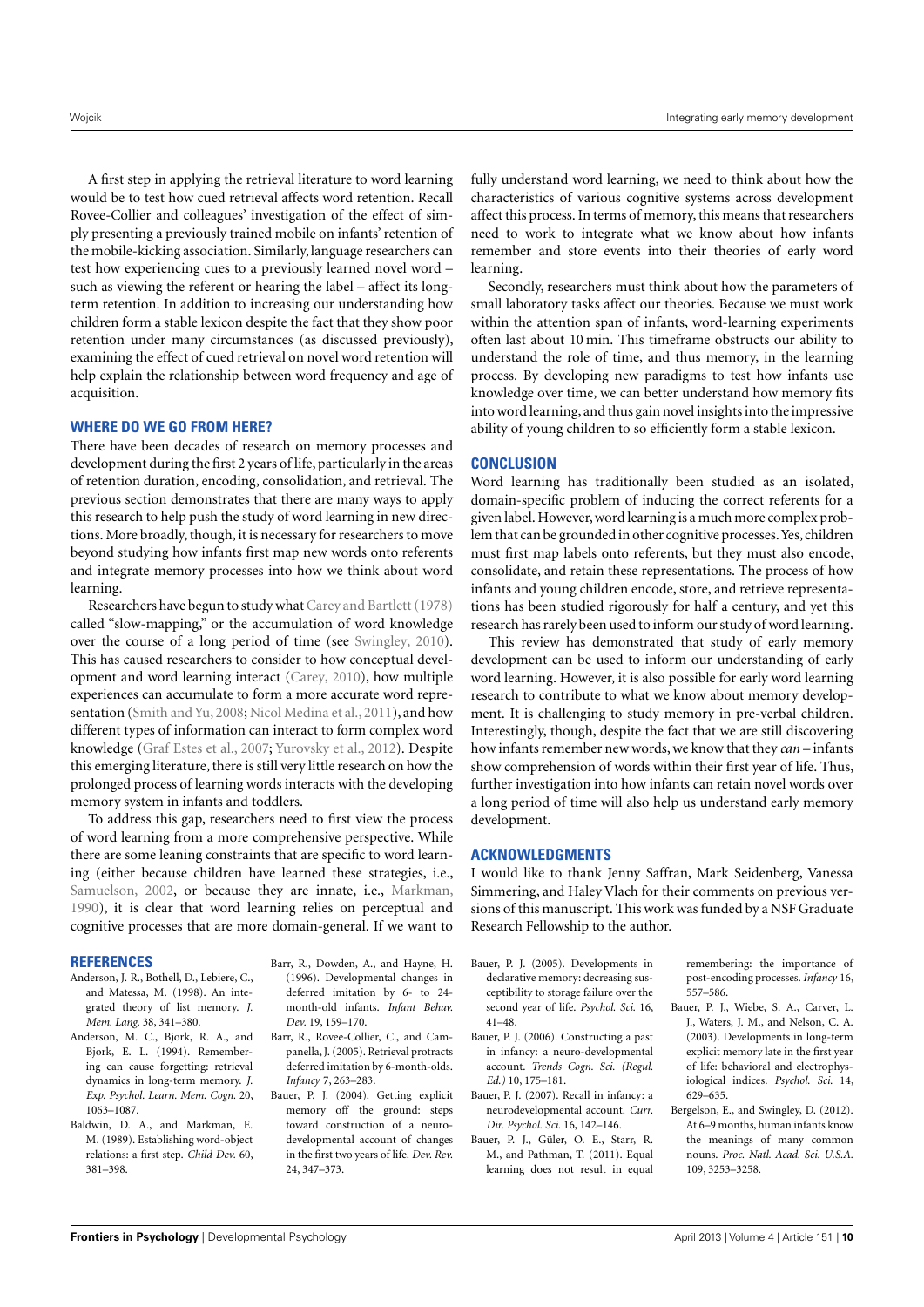A first step in applying the retrieval literature to word learning would be to test how cued retrieval affects word retention. Recall Rovee-Collier and colleagues' investigation of the effect of simply presenting a previously trained mobile on infants' retention of the mobile-kicking association. Similarly, language researchers can test how experiencing cues to a previously learned novel word – such as viewing the referent or hearing the label – affect its long-term retention. In addition to increasing our understanding how children form a stable lexicon despite the fact that they show poor retention under many circumstances (as discussed previously), examining the effect of cued retrieval on novel word retention will help explain the relationship between word frequency and age of acquisition.

## WHERE DO WE GO FROM HERE?

There have been decades of research on memory processes and development during the first 2 years of life, particularly in the areas of retention duration, encoding, consolidation, and retrieval. The previous section demonstrates that there are many ways to apply this research to help push the study of word learning in new directions. More broadly, though, it is necessary for researchers to move beyond studying how infants first map new words onto referents and integrate memory processes into how we think about word learning.

Researchers have begun to study what Carey and Bartlett (1978) called "slow-mapping," or the accumulation of word knowledge over the course of a long period of time (see Swingley, 2010). This has caused researchers to consider to how conceptual development and word learning interact (Carey, 2010), how multiple experiences can accumulate to form a more accurate word representation (Smith and Yu, 2008; Nicol Medina et al., 2011), and how different types of information can interact to form complex word knowledge (Graf Estes et al., 2007; Yurovsky et al., 2012). Despite this emerging literature, there is still very little research on how the prolonged process of learning words interacts with the developing memory system in infants and toddlers.

To address this gap, researchers need to first view the process of word learning from a more comprehensive perspective. While there are some leaning constraints that are specific to word learning (either because children have learned these strategies, i.e., Samuelson, 2002, or because they are innate, i.e., Markman, 1990), it is clear that word learning relies on perceptual and cognitive processes that are more domain-general. If we want to fully understand word learning, we need to think about how the characteristics of various cognitive systems across development affect this process. In terms of memory, this means that researchers need to work to integrate what we know about how infants remember and store events into their theories of early word learning.

Secondly, researchers must think about how the parameters of small laboratory tasks affect our theories. Because we must work within the attention span of infants, word-learning experiments often last about 10 min. This timeframe obstructs our ability to understand the role of time, and thus memory, in the learning process. By developing new paradigms to test how infants use knowledge over time, we can better understand how memory fits into word learning, and thus gain novel insights into the impressive ability of young children to so efficiently form a stable lexicon.

## CONCLUSION

Word learning has traditionally been studied as an isolated, domain-specific problem of inducing the correct referents for a given label. However, word learning is a much more complex problem that can be grounded in other cognitive processes. Yes, children must first map labels onto referents, but they must also encode, consolidate, and retain these representations. The process of how infants and young children encode, store, and retrieve representations has been studied rigorously for half a century, and yet this research has rarely been used to inform our study of word learning.

This review has demonstrated that study of early memory development can be used to inform our understanding of early word learning. However, it is also possible for early word learning research to contribute to what we know about memory development. It is challenging to study memory in pre-verbal children. Interestingly, though, despite the fact that we are still discovering how infants remember new words, we know that they *can* – infants show comprehension of words within their first year of life. Thus, further investigation into how infants can retain novel words over a long period of time will also help us understand early memory development.

## ACKNOWLEDGMENTS

I would like to thank Jenny Saffran, Mark Seidenberg, Vanessa Simmering, and Haley Vlach for their comments on previous versions of this manuscript. This work was funded by a NSF Graduate Research Fellowship to the author.

## REFERENCES

Anderson, J. R., Bothell, D., Lebiere, C., and Matessa, M. (1998). An integrated theory of list memory. *J. Mem. Lang.* 38, 341–380.

Anderson, M. C., Bjork, R. A., and Bjork, E. L. (1994). Remembering can cause forgetting: retrieval dynamics in long-term memory. *J. Exp. Psychol. Learn. Mem. Cogn.* 20, 1063–1087.

Baldwin, D. A., and Markman, E. M. (1989). Establishing word-object relations: a first step. *Child Dev.* 60, 381–398.

Barr, R., Dowden, A., and Hayne, H. (1996). Developmental changes in deferred imitation by 6- to 24-month-old infants. *Infant Behav. Dev.* 19, 159–170.

Barr, R., Rovee-Collier, C., and Campanella, J. (2005). Retrieval protracts deferred imitation by 6-month-olds. *Infancy* 7, 263–283.

Bauer, P. J. (2004). Getting explicit memory off the ground: steps toward construction of a neuro-developmental account of changes in the first two years of life. *Dev. Rev.* 24, 347–373.

Bauer, P. J. (2005). Developments in declarative memory: decreasing susceptibility to storage failure over the second year of life. *Psychol. Sci.* 16, 41–48.

Bauer, P. J. (2006). Constructing a past in infancy: a neuro-developmental account. *Trends Cogn. Sci. (Regul. Ed.)* 10, 175–181.

Bauer, P. J. (2007). Recall in infancy: a neurodevelopmental account. *Curr. Dir. Psychol. Sci.* 16, 142–146.

Bauer, P. J., Güler, O. E., Starr, R. M., and Pathman, T. (2011). Equal learning does not result in equal remembering: the importance of post-encoding processes. *Infancy* 16, 557–586.

Bauer, P. J., Wiebe, S. A., Carver, L. J., Waters, J. M., and Nelson, C. A. (2003). Developments in long-term explicit memory late in the first year of life: behavioral and electrophysiological indices. *Psychol. Sci.* 14, 629–635.

Bergelson, E., and Swingley, D. (2012). At 6–9 months, human infants know the meanings of many common nouns. *Proc. Natl. Acad. Sci. U.S.A.* 109, 3253–3258.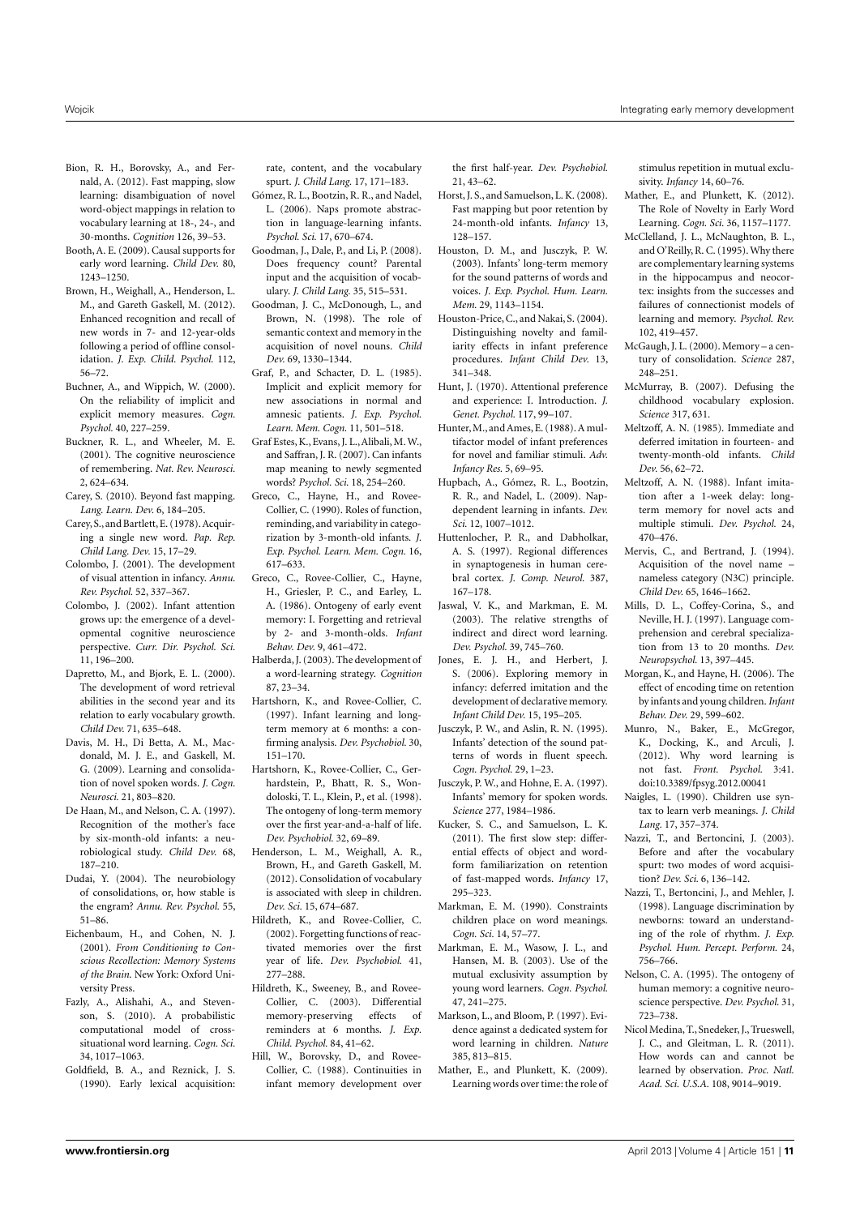Bion, R. H., Borovsky, A., and Fernald, A. (2012). Fast mapping, slow learning: disambiguation of novel word-object mappings in relation to vocabulary learning at 18-, 24-, and 30-months. *Cognition* 126, 39–53.

Booth, A. E. (2009). Causal supports for early word learning. *Child Dev.* 80, 1243–1250.

Brown, H., Weighall, A., Henderson, L. M., and Gareth Gaskell, M. (2012). Enhanced recognition and recall of new words in 7- and 12-year-olds following a period of offline consolidation. *J. Exp. Child. Psychol.* 112, 56–72.

Buchner, A., and Wippich, W. (2000). On the reliability of implicit and explicit memory measures. *Cogn. Psychol.* 40, 227–259.

Buckner, R. L., and Wheeler, M. E. (2001). The cognitive neuroscience of remembering. *Nat. Rev. Neurosci.* 2, 624–634.

Carey, S. (2010). Beyond fast mapping. *Lang. Learn. Dev.* 6, 184–205.

Carey, S., and Bartlett, E. (1978). Acquiring a single new word. *Pap. Rep. Child Lang. Dev.* 15, 17–29.

Colombo, J. (2001). The development of visual attention in infancy. *Annu. Rev. Psychol.* 52, 337–367.

Colombo, J. (2002). Infant attention grows up: the emergence of a developmental cognitive neuroscience perspective. *Curr. Dir. Psychol. Sci.* 11, 196–200.

Dapretto, M., and Bjork, E. L. (2000). The development of word retrieval abilities in the second year and its relation to early vocabulary growth. *Child Dev.* 71, 635–648.

Davis, M. H., Di Betta, A. M., Macdonald, M. J. E., and Gaskell, M. G. (2009). Learning and consolidation of novel spoken words. *J. Cogn. Neurosci.* 21, 803–820.

De Haan, M., and Nelson, C. A. (1997). Recognition of the mother's face by six-month-old infants: a neurobiological study. *Child Dev.* 68, 187–210.

Dudai, Y. (2004). The neurobiology of consolidations, or, how stable is the engram? *Annu. Rev. Psychol.* 55, 51–86.

Eichenbaum, H., and Cohen, N. J. (2001). *From Conditioning to Conscious Recollection: Memory Systems of the Brain.* New York: Oxford University Press.

Fazly, A., Alishahi, A., and Stevenson, S. (2010). A probabilistic computational model of cross-situational word learning. *Cogn. Sci.* 34, 1017–1063.

Goldfield, B. A., and Reznick, J. S. (1990). Early lexical acquisition: rate, content, and the vocabulary spurt. *J. Child Lang.* 17, 171–183.

Gómez, R. L., Bootzin, R. R., and Nadel, L. (2006). Naps promote abstraction in language-learning infants. *Psychol. Sci.* 17, 670–674.

Goodman, J., Dale, P., and Li, P. (2008). Does frequency count? Parental input and the acquisition of vocabulary. *J. Child Lang.* 35, 515–531.

Goodman, J. C., McDonough, L., and Brown, N. (1998). The role of semantic context and memory in the acquisition of novel nouns. *Child Dev.* 69, 1330–1344.

Graf, P., and Schacter, D. L. (1985). Implicit and explicit memory for new associations in normal and amnesic patients. *J. Exp. Psychol. Learn. Mem. Cogn.* 11, 501–518.

Graf Estes, K., Evans, J. L., Alibali, M. W., and Saffran, J. R. (2007). Can infants map meaning to newly segmented words? *Psychol. Sci.* 18, 254–260.

Greco, C., Hayne, H., and Rovee-Collier, C. (1990). Roles of function, reminding, and variability in categorization by 3-month-old infants. *J. Exp. Psychol. Learn. Mem. Cogn.* 16, 617–633.

Greco, C., Rovee-Collier, C., Hayne, H., Griesler, P. C., and Earley, L. A. (1986). Ontogeny of early event memory: I. Forgetting and retrieval by 2- and 3-month-olds. *Infant Behav. Dev.* 9, 461–472.

Halberda, J. (2003). The development of a word-learning strategy. *Cognition* 87, 23–34.

Hartshorn, K., and Rovee-Collier, C. (1997). Infant learning and long-term memory at 6 months: a confirming analysis. *Dev. Psychobiol.* 30, 151–170.

Hartshorn, K., Rovee-Collier, C., Gerhardstein, P., Bhatt, R. S., Wondoloski, T. L., Klein, P., et al. (1998). The ontogeny of long-term memory over the first year-and-a-half of life. *Dev. Psychobiol.* 32, 69–89.

Henderson, L. M., Weighall, A. R., Brown, H., and Gareth Gaskell, M. (2012). Consolidation of vocabulary is associated with sleep in children. *Dev. Sci.* 15, 674–687.

Hildreth, K., and Rovee-Collier, C. (2002). Forgetting functions of reactivated memories over the first year of life. *Dev. Psychobiol.* 41, 277–288.

Hildreth, K., Sweeney, B., and Rovee-Collier, C. (2003). Differential memory-preserving effects of reminders at 6 months. *J. Exp. Child. Psychol.* 84, 41–62.

Hill, W., Borovsky, D., and Rovee-Collier, C. (1988). Continuities in infant memory development over the first half-year. *Dev. Psychobiol.* 21, 43–62.

Horst, J. S., and Samuelson, L. K. (2008). Fast mapping but poor retention by 24-month-old infants. *Infancy* 13, 128–157.

Houston, D. M., and Jusczyk, P. W. (2003). Infants' long-term memory for the sound patterns of words and voices. *J. Exp. Psychol. Hum. Learn. Mem.* 29, 1143–1154.

Houston-Price, C., and Nakai, S. (2004). Distinguishing novelty and familiarity effects in infant preference procedures. *Infant Child Dev.* 13, 341–348.

Hunt, J. (1970). Attentional preference and experience: I. Introduction. *J. Genet. Psychol.* 117, 99–107.

Hunter, M., and Ames, E. (1988). A multifactor model of infant preferences for novel and familiar stimuli. *Adv. Infancy Res.* 5, 69–95.

Hupbach, A., Gómez, R. L., Bootzin, R. R., and Nadel, L. (2009). Nap-dependent learning in infants. *Dev. Sci.* 12, 1007–1012.

Huttenlocher, P. R., and Dabholkar, A. S. (1997). Regional differences in synaptogenesis in human cerebral cortex. *J. Comp. Neurol.* 387, 167–178.

Jaswal, V. K., and Markman, E. M. (2003). The relative strengths of indirect and direct word learning. *Dev. Psychol.* 39, 745–760.

Jones, E. J. H., and Herbert, J. S. (2006). Exploring memory in infancy: deferred imitation and the development of declarative memory. *Infant Child Dev.* 15, 195–205.

Jusczyk, P. W., and Aslin, R. N. (1995). Infants' detection of the sound patterns of words in fluent speech. *Cogn. Psychol.* 29, 1–23.

Jusczyk, P. W., and Hohne, E. A. (1997). Infants' memory for spoken words. *Science* 277, 1984–1986.

Kucker, S. C., and Samuelson, L. K. (2011). The first slow step: differential effects of object and word-form familiarization on retention of fast-mapped words. *Infancy* 17, 295–323.

Markman, E. M. (1990). Constraints children place on word meanings. *Cogn. Sci.* 14, 57–77.

Markman, E. M., Wasow, J. L., and Hansen, M. B. (2003). Use of the mutual exclusivity assumption by young word learners. *Cogn. Psychol.* 47, 241–275.

Markson, L., and Bloom, P. (1997). Evidence against a dedicated system for word learning in children. *Nature* 385, 813–815.

Mather, E., and Plunkett, K. (2009). Learning words over time: the role of stimulus repetition in mutual exclusivity. *Infancy* 14, 60–76.

Mather, E., and Plunkett, K. (2012). The Role of Novelty in Early Word Learning. *Cogn. Sci.* 36, 1157–1177.

McClelland, J. L., McNaughton, B. L., and O'Reilly, R. C. (1995). Why there are complementary learning systems in the hippocampus and neocortex: insights from the successes and failures of connectionist models of learning and memory. *Psychol. Rev.* 102, 419–457.

McGaugh, J. L. (2000). Memory – a century of consolidation. *Science* 287, 248–251.

McMurray, B. (2007). Defusing the childhood vocabulary explosion. *Science* 317, 631.

Meltzoff, A. N. (1985). Immediate and deferred imitation in fourteen- and twenty-month-old infants. *Child Dev.* 56, 62–72.

Meltzoff, A. N. (1988). Infant imitation after a 1-week delay: long-term memory for novel acts and multiple stimuli. *Dev. Psychol.* 24, 470–476.

Mervis, C., and Bertrand, J. (1994). Acquisition of the novel name – nameless category (N3C) principle. *Child Dev.* 65, 1646–1662.

Mills, D. L., Coffey-Corina, S., and Neville, H. J. (1997). Language comprehension and cerebral specialization from 13 to 20 months. *Dev. Neuropsychol.* 13, 397–445.

Morgan, K., and Hayne, H. (2006). The effect of encoding time on retention by infants and young children. *Infant Behav. Dev.* 29, 599–602.

Munro, N., Baker, E., McGregor, K., Docking, K., and Arculi, J. (2012). Why word learning is not fast. *Front. Psychol.* 3:41. doi:10.3389/fpsyg.2012.00041

Naigles, L. (1990). Children use syntax to learn verb meanings. *J. Child Lang.* 17, 357–374.

Nazzi, T., and Bertoncini, J. (2003). Before and after the vocabulary spurt: two modes of word acquisition? *Dev. Sci.* 6, 136–142.

Nazzi, T., Bertoncini, J., and Mehler, J. (1998). Language discrimination by newborns: toward an understanding of the role of rhythm. *J. Exp. Psychol. Hum. Percept. Perform.* 24, 756–766.

Nelson, C. A. (1995). The ontogeny of human memory: a cognitive neuroscience perspective. *Dev. Psychol.* 31, 723–738.

Nicol Medina, T., Snedeker, J., Trueswell, J. C., and Gleitman, L. R. (2011). How words can and cannot be learned by observation. *Proc. Natl. Acad. Sci. U.S.A.* 108, 9014–9019.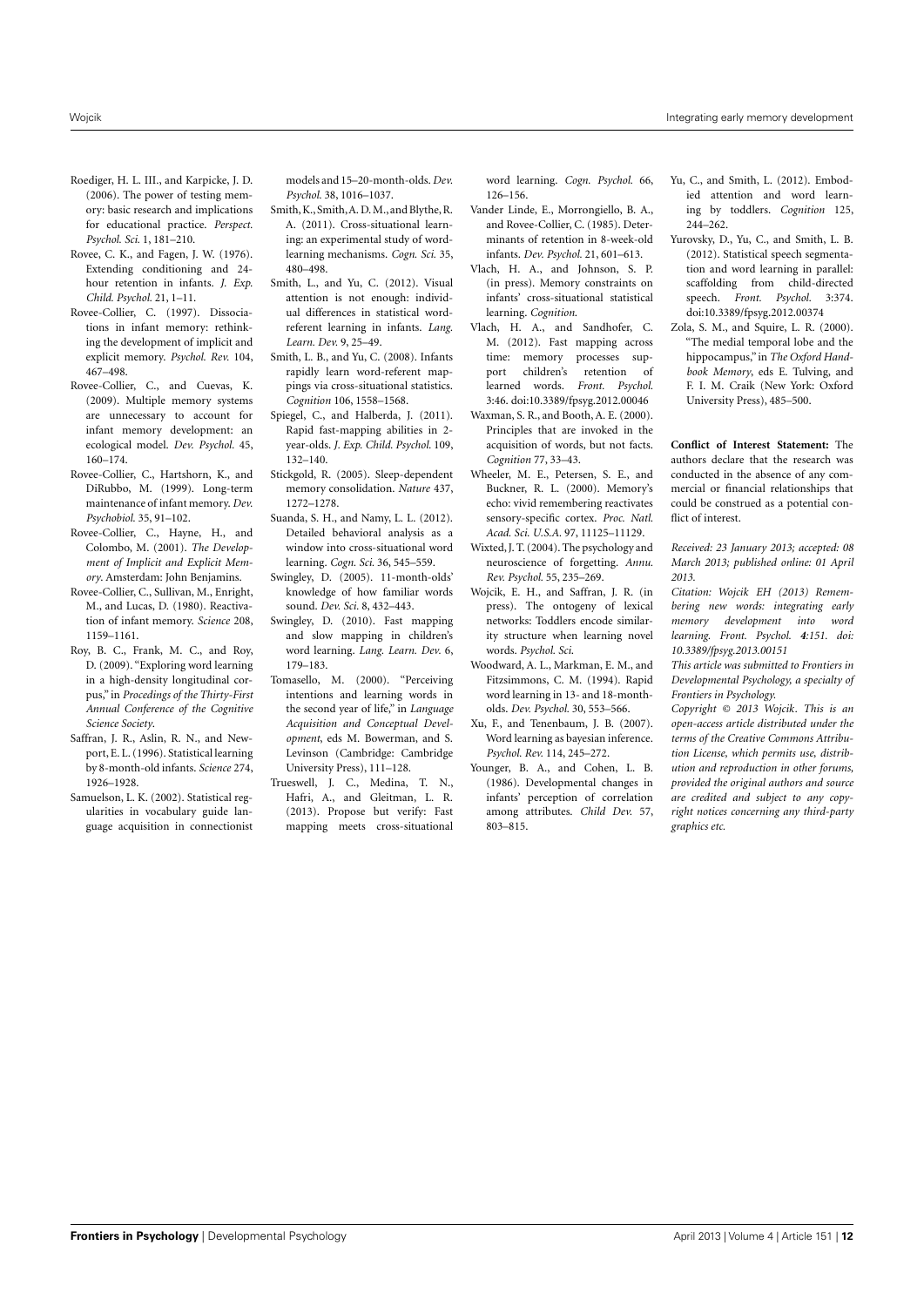Roediger, H. L. III., and Karpicke, J. D. (2006). The power of testing memory: basic research and implications for educational practice. *Perspect. Psychol. Sci.* 1, 181–210.

Rovee, C. K., and Fagen, J. W. (1976). Extending conditioning and 24-hour retention in infants. *J. Exp. Child. Psychol.* 21, 1–11.

Rovee-Collier, C. (1997). Dissociations in infant memory: rethinking the development of implicit and explicit memory. *Psychol. Rev.* 104, 467–498.

Rovee-Collier, C., and Cuevas, K. (2009). Multiple memory systems are unnecessary to account for infant memory development: an ecological model. *Dev. Psychol.* 45, 160–174.

Rovee-Collier, C., Hartshorn, K., and DiRubbo, M. (1999). Long-term maintenance of infant memory. *Dev. Psychobiol.* 35, 91–102.

Rovee-Collier, C., Hayne, H., and Colombo, M. (2001). *The Development of Implicit and Explicit Memory*. Amsterdam: John Benjamins.

Rovee-Collier, C., Sullivan, M., Enright, M., and Lucas, D. (1980). Reactivation of infant memory. *Science* 208, 1159–1161.

Roy, B. C., Frank, M. C., and Roy, D. (2009). "Exploring word learning in a high-density longitudinal corpus," in *Procedings of the Thirty-First Annual Conference of the Cognitive Science Society*.

Saffran, J. R., Aslin, R. N., and Newport, E. L. (1996). Statistical learning by 8-month-old infants. *Science* 274, 1926–1928.

Samuelson, L. K. (2002). Statistical regularities in vocabulary guide language acquisition in connectionist models and 15–20-month-olds. *Dev. Psychol.* 38, 1016–1037.

Smith, K., Smith, A. D. M., and Blythe, R. A. (2011). Cross-situational learning: an experimental study of word-learning mechanisms. *Cogn. Sci.* 35, 480–498.

Smith, L., and Yu, C. (2012). Visual attention is not enough: individual differences in statistical word-referent learning in infants. *Lang. Learn. Dev.* 9, 25–49.

Smith, L. B., and Yu, C. (2008). Infants rapidly learn word-referent mappings via cross-situational statistics. *Cognition* 106, 1558–1568.

Spiegel, C., and Halberda, J. (2011). Rapid fast-mapping abilities in 2-year-olds. *J. Exp. Child. Psychol.* 109, 132–140.

Stickgold, R. (2005). Sleep-dependent memory consolidation. *Nature* 437, 1272–1278.

Suanda, S. H., and Namy, L. L. (2012). Detailed behavioral analysis as a window into cross-situational word learning. *Cogn. Sci.* 36, 545–559.

Swingley, D. (2005). 11-month-olds' knowledge of how familiar words sound. *Dev. Sci.* 8, 432–443.

Swingley, D. (2010). Fast mapping and slow mapping in children's word learning. *Lang. Learn. Dev.* 6, 179–183.

Tomasello, M. (2000). "Perceiving intentions and learning words in the second year of life," in *Language Acquisition and Conceptual Development*, eds M. Bowerman, and S. Levinson (Cambridge: Cambridge University Press), 111–128.

Trueswell, J. C., Medina, T. N., Hafri, A., and Gleitman, L. R. (2013). Propose but verify: Fast mapping meets cross-situational word learning. *Cogn. Psychol.* 66, 126–156.

Vander Linde, E., Morrongiello, B. A., and Rovee-Collier, C. (1985). Determinants of retention in 8-week-old infants. *Dev. Psychol.* 21, 601–613.

Vlach, H. A., and Johnson, S. P. (in press). Memory constraints on infants' cross-situational statistical learning. *Cognition*.

Vlach, H. A., and Sandhofer, C. M. (2012). Fast mapping across time: memory processes support children's retention of learned words. *Front. Psychol.* 3:46. doi:10.3389/fpsyg.2012.00046

Waxman, S. R., and Booth, A. E. (2000). Principles that are invoked in the acquisition of words, but not facts. *Cognition* 77, 33–43.

Wheeler, M. E., Petersen, S. E., and Buckner, R. L. (2000). Memory's echo: vivid remembering reactivates sensory-specific cortex. *Proc. Natl. Acad. Sci. U.S.A.* 97, 11125–11129.

Wixted, J. T. (2004). The psychology and neuroscience of forgetting. *Annu. Rev. Psychol.* 55, 235–269.

Wojcik, E. H., and Saffran, J. R. (in press). The ontogeny of lexical networks: Toddlers encode similarity structure when learning novel words. *Psychol. Sci.*

Woodward, A. L., Markman, E. M., and Fitzsimmons, C. M. (1994). Rapid word learning in 13- and 18-month-olds. *Dev. Psychol.* 30, 553–566.

Xu, F., and Tenenbaum, J. B. (2007). Word learning as bayesian inference. *Psychol. Rev.* 114, 245–272.

Younger, B. A., and Cohen, L. B. (1986). Developmental changes in infants' perception of correlation among attributes. *Child Dev.* 57, 803–815.

Yu, C., and Smith, L. (2012). Embodied attention and word learning by toddlers. *Cognition* 125, 244–262.

Yurovsky, D., Yu, C., and Smith, L. B. (2012). Statistical speech segmentation and word learning in parallel: scaffolding from child-directed speech. *Front. Psychol.* 3:374. doi:10.3389/fpsyg.2012.00374

Zola, S. M., and Squire, L. R. (2000). "The medial temporal lobe and the hippocampus," in *The Oxford Handbook Memory*, eds E. Tulving, and F. I. M. Craik (New York: Oxford University Press), 485–500.

**Conflict of Interest Statement:** The authors declare that the research was conducted in the absence of any commercial or financial relationships that could be construed as a potential conflict of interest.

*Received: 23 January 2013; accepted: 08 March 2013; published online: 01 April 2013.*

*Citation: Wojcik EH (2013) Remembering new words: integrating early memory development into word learning. Front. Psychol.* ***4****:151. doi: 10.3389/fpsyg.2013.00151*

*This article was submitted to Frontiers in Developmental Psychology, a specialty of Frontiers in Psychology.*

*Copyright © 2013 Wojcik. This is an open-access article distributed under the terms of the Creative Commons Attribution License, which permits use, distribution and reproduction in other forums, provided the original authors and source are credited and subject to any copyright notices concerning any third-party graphics etc.*